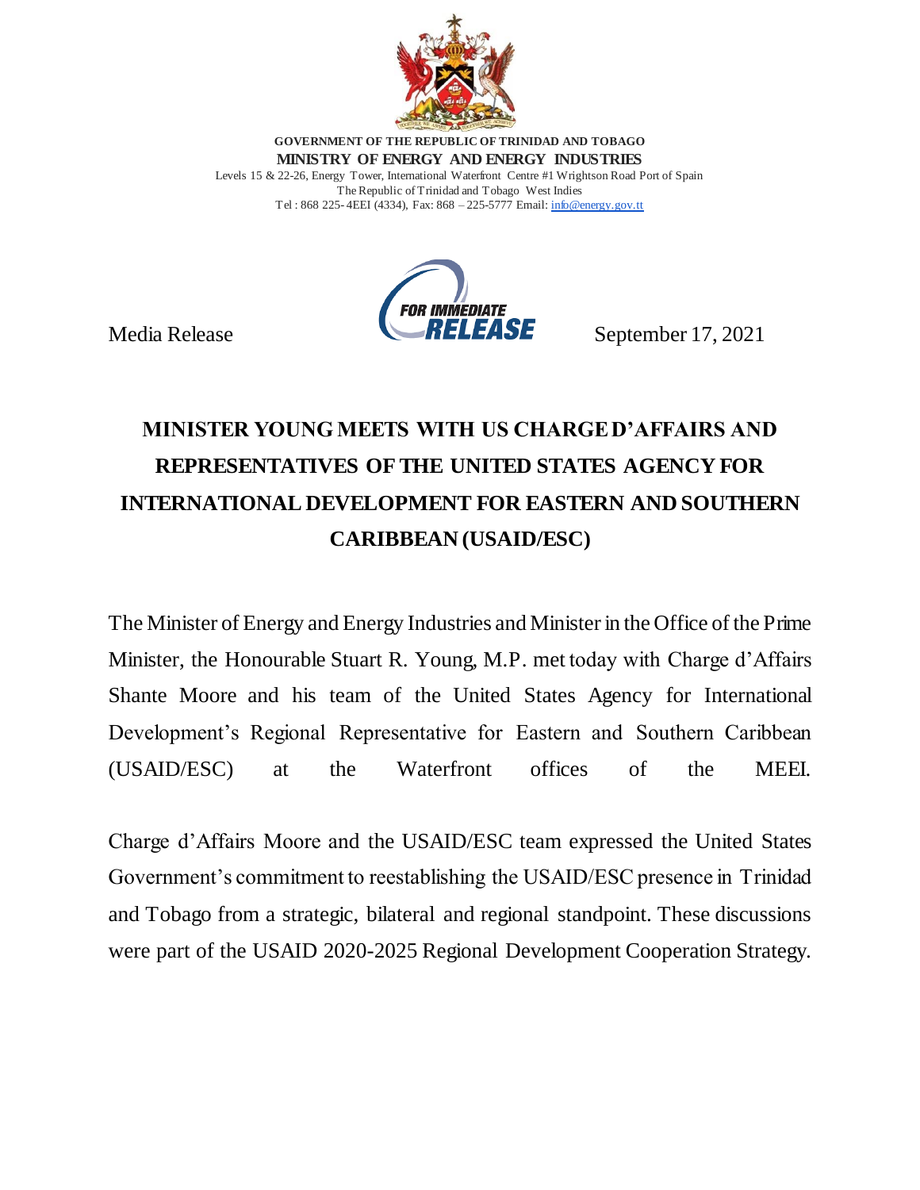**GOVERNMENT OF THE REPUBLIC OF TRINIDAD AND TOBAGO**
**MINISTRY OF ENERGY AND ENERGY INDUSTRIES**
Levels 15 & 22-26, Energy Tower, International Waterfront Centre #1 Wrightson Road Port of Spain
The Republic of Trinidad and Tobago West Indies
Tel : 868 225- 4EEI (4334), Fax: 868 – 225-5777 Email: info@energy.gov.tt

Media Release FOR IMMEDIATE RELEASE September 17, 2021

# MINISTER YOUNG MEETS WITH US CHARGE D'AFFAIRS AND REPRESENTATIVES OF THE UNITED STATES AGENCY FOR INTERNATIONAL DEVELOPMENT FOR EASTERN AND SOUTHERN CARIBBEAN (USAID/ESC)

The Minister of Energy and Energy Industries and Minister in the Office of the Prime Minister, the Honourable Stuart R. Young, M.P. met today with Charge d'Affairs Shante Moore and his team of the United States Agency for International Development's Regional Representative for Eastern and Southern Caribbean (USAID/ESC) at the Waterfront offices of the MEEI.

Charge d'Affairs Moore and the USAID/ESC team expressed the United States Government's commitment to reestablishing the USAID/ESC presence in Trinidad and Tobago from a strategic, bilateral and regional standpoint. These discussions were part of the USAID 2020-2025 Regional Development Cooperation Strategy.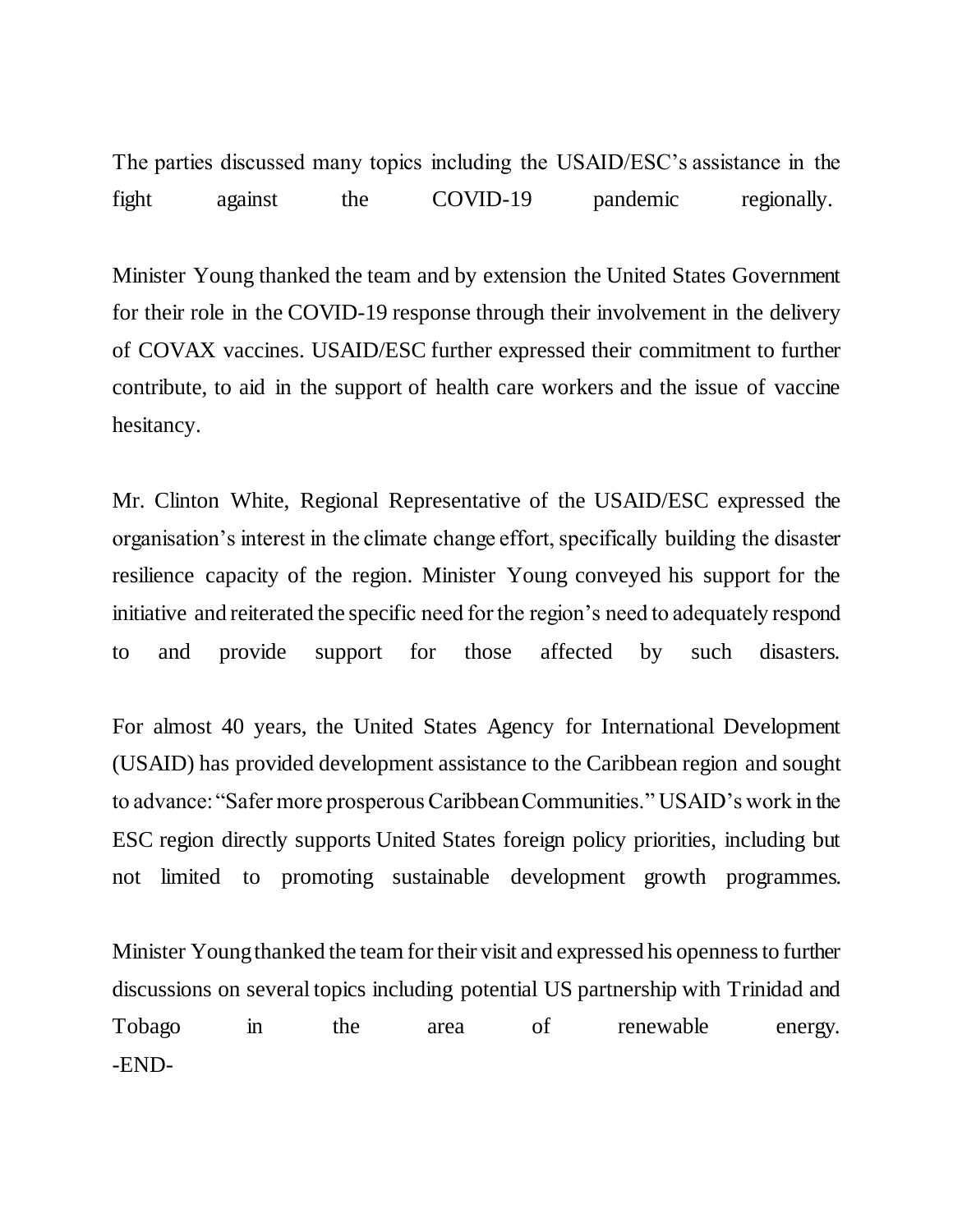The parties discussed many topics including the USAID/ESC's assistance in the fight against the COVID-19 pandemic regionally.

Minister Young thanked the team and by extension the United States Government for their role in the COVID-19 response through their involvement in the delivery of COVAX vaccines. USAID/ESC further expressed their commitment to further contribute, to aid in the support of health care workers and the issue of vaccine hesitancy.

Mr. Clinton White, Regional Representative of the USAID/ESC expressed the organisation's interest in the climate change effort, specifically building the disaster resilience capacity of the region. Minister Young conveyed his support for the initiative and reiterated the specific need for the region's need to adequately respond to and provide support for those affected by such disasters.

For almost 40 years, the United States Agency for International Development (USAID) has provided development assistance to the Caribbean region and sought to advance: "Safer more prosperous Caribbean Communities." USAID's work in the ESC region directly supports United States foreign policy priorities, including but not limited to promoting sustainable development growth programmes.

Minister Young thanked the team for their visit and expressed his openness to further discussions on several topics including potential US partnership with Trinidad and Tobago in the area of renewable energy.

-END-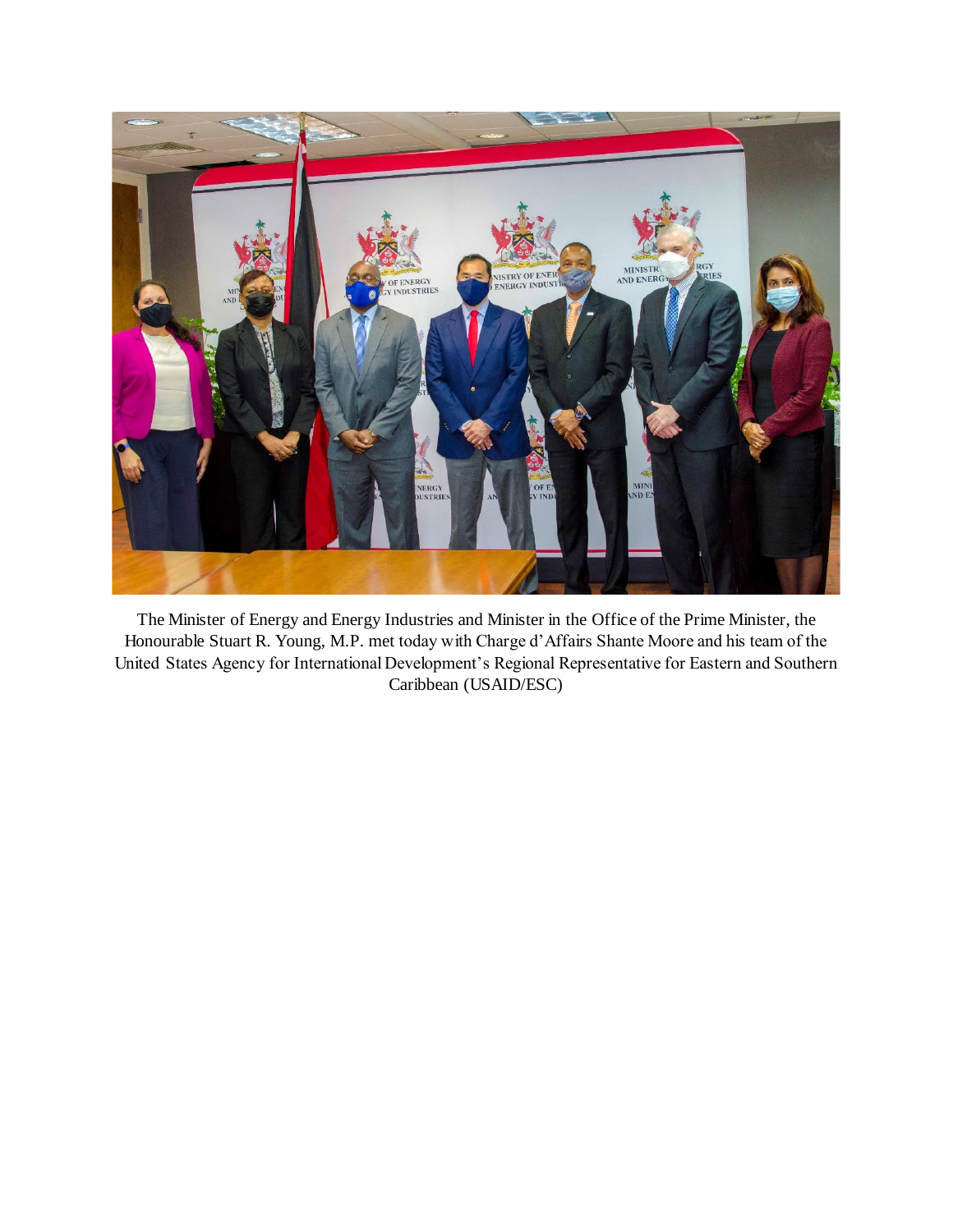The Minister of Energy and Energy Industries and Minister in the Office of the Prime Minister, the Honourable Stuart R. Young, M.P. met today with Charge d'Affairs Shante Moore and his team of the United States Agency for International Development's Regional Representative for Eastern and Southern Caribbean (USAID/ESC)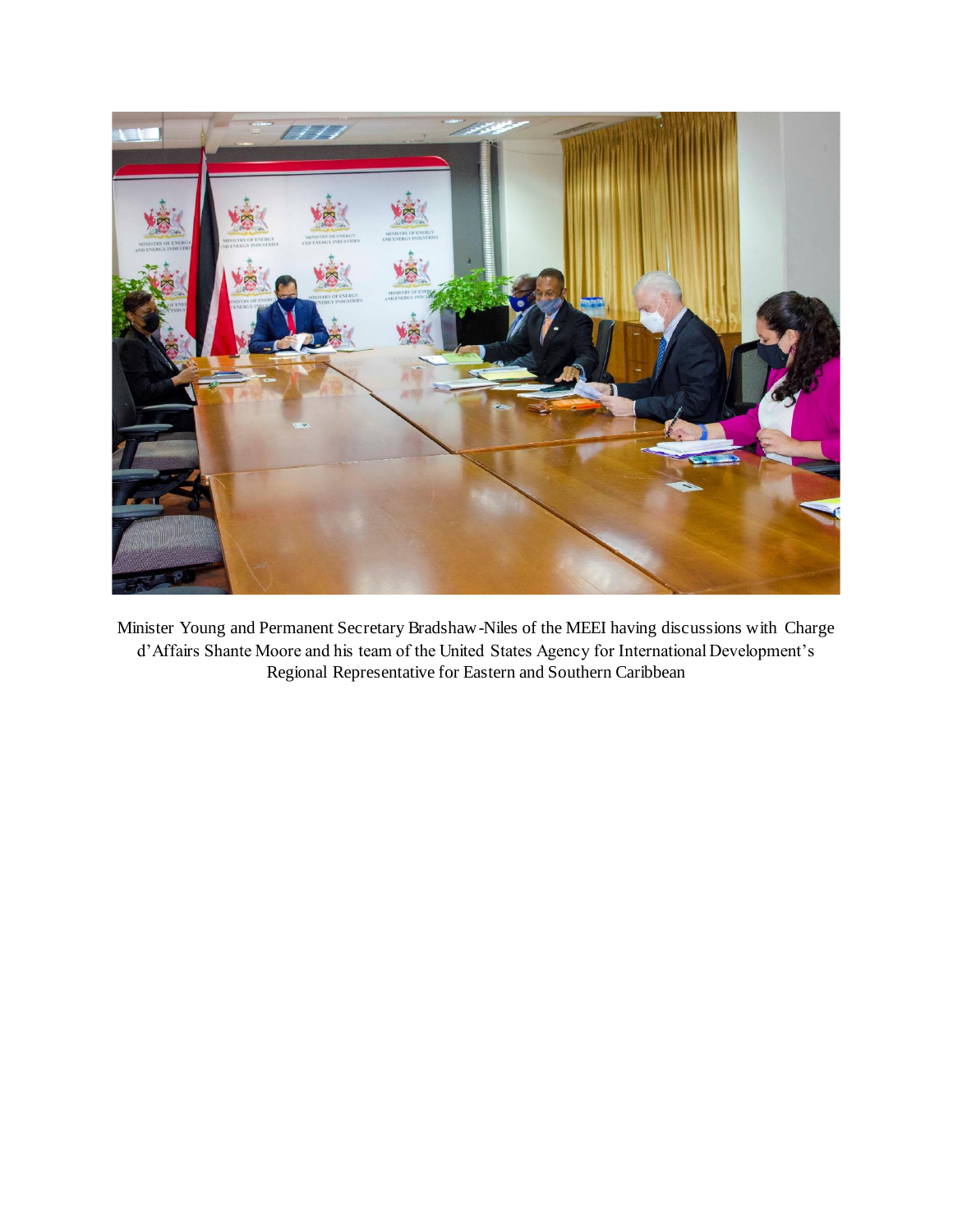Minister Young and Permanent Secretary Bradshaw-Niles of the MEEI having discussions with Charge d'Affairs Shante Moore and his team of the United States Agency for International Development's Regional Representative for Eastern and Southern Caribbean